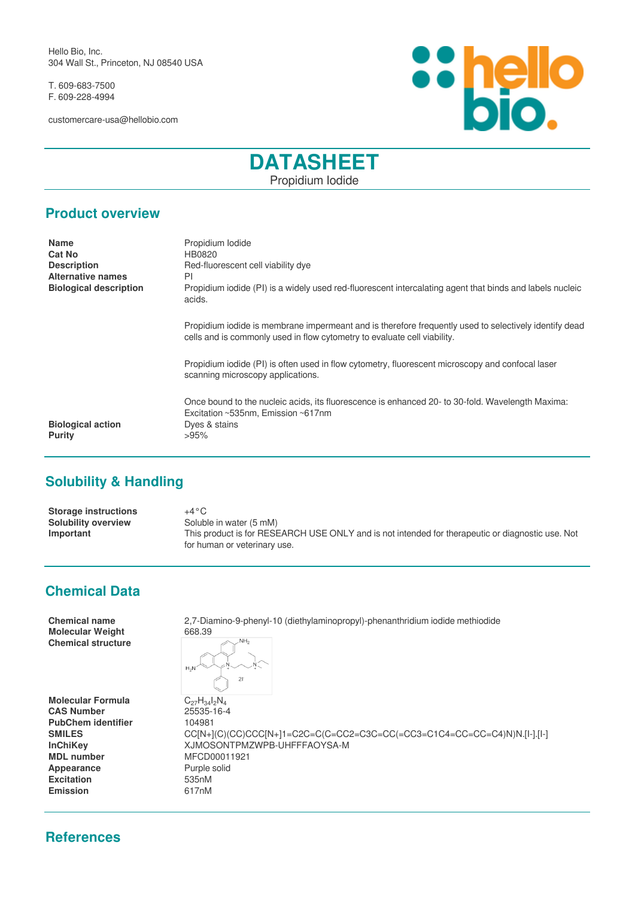Hello Bio, Inc.
304 Wall St., Princeton, NJ 08540 USA

T. 609-683-7500
F. 609-228-4994

customercare-usa@hellobio.com

# DATASHEET

Propidium Iodide

## Product overview

| | |
|---|---|
| **Name** | Propidium Iodide |
| **Cat No** | HB0820 |
| **Description** | Red-fluorescent cell viability dye |
| **Alternative names** | PI |
| **Biological description** | Propidium iodide (PI) is a widely used red-fluorescent intercalating agent that binds and labels nucleic acids.<br><br>Propidium iodide is membrane impermeant and is therefore frequently used to selectively identify dead cells and is commonly used in flow cytometry to evaluate cell viability.<br><br>Propidium iodide (PI) is often used in flow cytometry, fluorescent microscopy and confocal laser scanning microscopy applications.<br><br>Once bound to the nucleic acids, its fluorescence is enhanced 20- to 30-fold. Wavelength Maxima: Excitation ~535nm, Emission ~617nm |
| **Biological action** | Dyes & stains |
| **Purity** | >95% |

## Solubility & Handling

| | |
|---|---|
| **Storage instructions** | +4°C |
| **Solubility overview** | Soluble in water (5 mM) |
| **Important** | This product is for RESEARCH USE ONLY and is not intended for therapeutic or diagnostic use. Not for human or veterinary use. |

## Chemical Data

| | |
|---|---|
| **Chemical name** | 2,7-Diamino-9-phenyl-10 (diethylaminopropyl)-phenanthridium iodide methiodide |
| **Molecular Weight** | 668.39 |
| **Chemical structure** | |
| **Molecular Formula** | $C_{27}H_{34}I_2N_4$ |
| **CAS Number** | 25535-16-4 |
| **PubChem identifier** | 104981 |
| **SMILES** | CC[N+](C)(CC)CCC[N+]1=C2C=C(C=CC2=C3C=CC(=CC3=C1C4=CC=CC=C4)N)N.[I-].[I-] |
| **InChiKey** | XJMOSONTPMZWPB-UHFFFAOYSA-M |
| **MDL number** | MFCD00011921 |
| **Appearance** | Purple solid |
| **Excitation** | 535nM |
| **Emission** | 617nM |

## References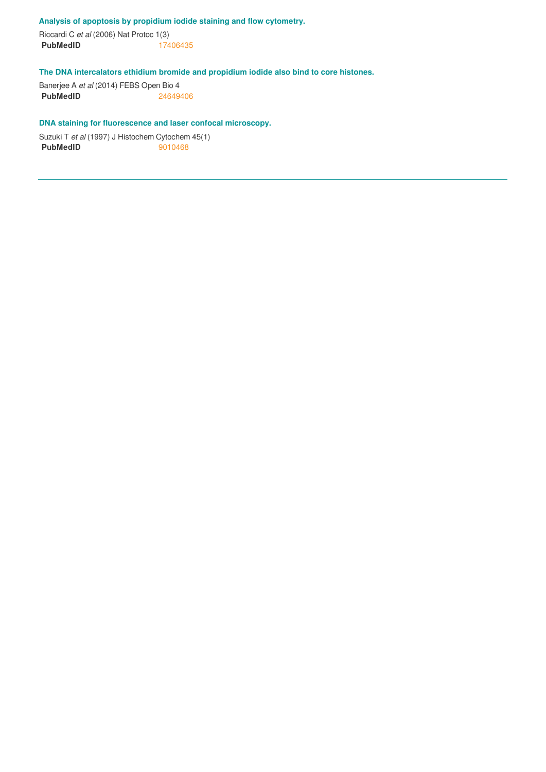**Analysis of apoptosis by propidium iodide staining and flow cytometry.**

Riccardi C *et al* (2006) Nat Protoc 1(3)
**PubMedID** 17406435

**The DNA intercalators ethidium bromide and propidium iodide also bind to core histones.**

Banerjee A *et al* (2014) FEBS Open Bio 4
**PubMedID** 24649406

**DNA staining for fluorescence and laser confocal microscopy.**

Suzuki T *et al* (1997) J Histochem Cytochem 45(1)
**PubMedID** 9010468